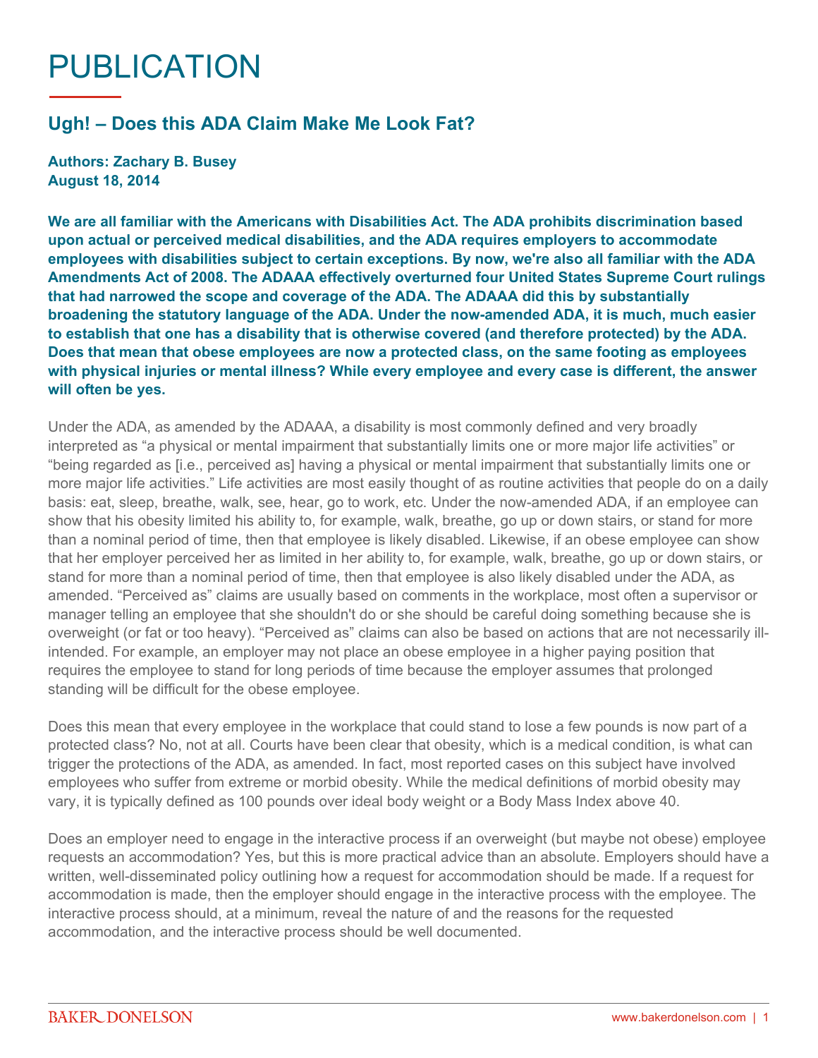# PUBLICATION

## Ugh! – Does this ADA Claim Make Me Look Fat?

**Authors: Zachary B. Busey**
**August 18, 2014**

**We are all familiar with the Americans with Disabilities Act. The ADA prohibits discrimination based upon actual or perceived medical disabilities, and the ADA requires employers to accommodate employees with disabilities subject to certain exceptions. By now, we're also all familiar with the ADA Amendments Act of 2008. The ADAAA effectively overturned four United States Supreme Court rulings that had narrowed the scope and coverage of the ADA. The ADAAA did this by substantially broadening the statutory language of the ADA. Under the now-amended ADA, it is much, much easier to establish that one has a disability that is otherwise covered (and therefore protected) by the ADA. Does that mean that obese employees are now a protected class, on the same footing as employees with physical injuries or mental illness? While every employee and every case is different, the answer will often be yes.**

Under the ADA, as amended by the ADAAA, a disability is most commonly defined and very broadly interpreted as "a physical or mental impairment that substantially limits one or more major life activities" or "being regarded as [i.e., perceived as] having a physical or mental impairment that substantially limits one or more major life activities." Life activities are most easily thought of as routine activities that people do on a daily basis: eat, sleep, breathe, walk, see, hear, go to work, etc. Under the now-amended ADA, if an employee can show that his obesity limited his ability to, for example, walk, breathe, go up or down stairs, or stand for more than a nominal period of time, then that employee is likely disabled. Likewise, if an obese employee can show that her employer perceived her as limited in her ability to, for example, walk, breathe, go up or down stairs, or stand for more than a nominal period of time, then that employee is also likely disabled under the ADA, as amended. "Perceived as" claims are usually based on comments in the workplace, most often a supervisor or manager telling an employee that she shouldn't do or she should be careful doing something because she is overweight (or fat or too heavy). "Perceived as" claims can also be based on actions that are not necessarily ill-intended. For example, an employer may not place an obese employee in a higher paying position that requires the employee to stand for long periods of time because the employer assumes that prolonged standing will be difficult for the obese employee.

Does this mean that every employee in the workplace that could stand to lose a few pounds is now part of a protected class? No, not at all. Courts have been clear that obesity, which is a medical condition, is what can trigger the protections of the ADA, as amended. In fact, most reported cases on this subject have involved employees who suffer from extreme or morbid obesity. While the medical definitions of morbid obesity may vary, it is typically defined as 100 pounds over ideal body weight or a Body Mass Index above 40.

Does an employer need to engage in the interactive process if an overweight (but maybe not obese) employee requests an accommodation? Yes, but this is more practical advice than an absolute. Employers should have a written, well-disseminated policy outlining how a request for accommodation should be made. If a request for accommodation is made, then the employer should engage in the interactive process with the employee. The interactive process should, at a minimum, reveal the nature of and the reasons for the requested accommodation, and the interactive process should be well documented.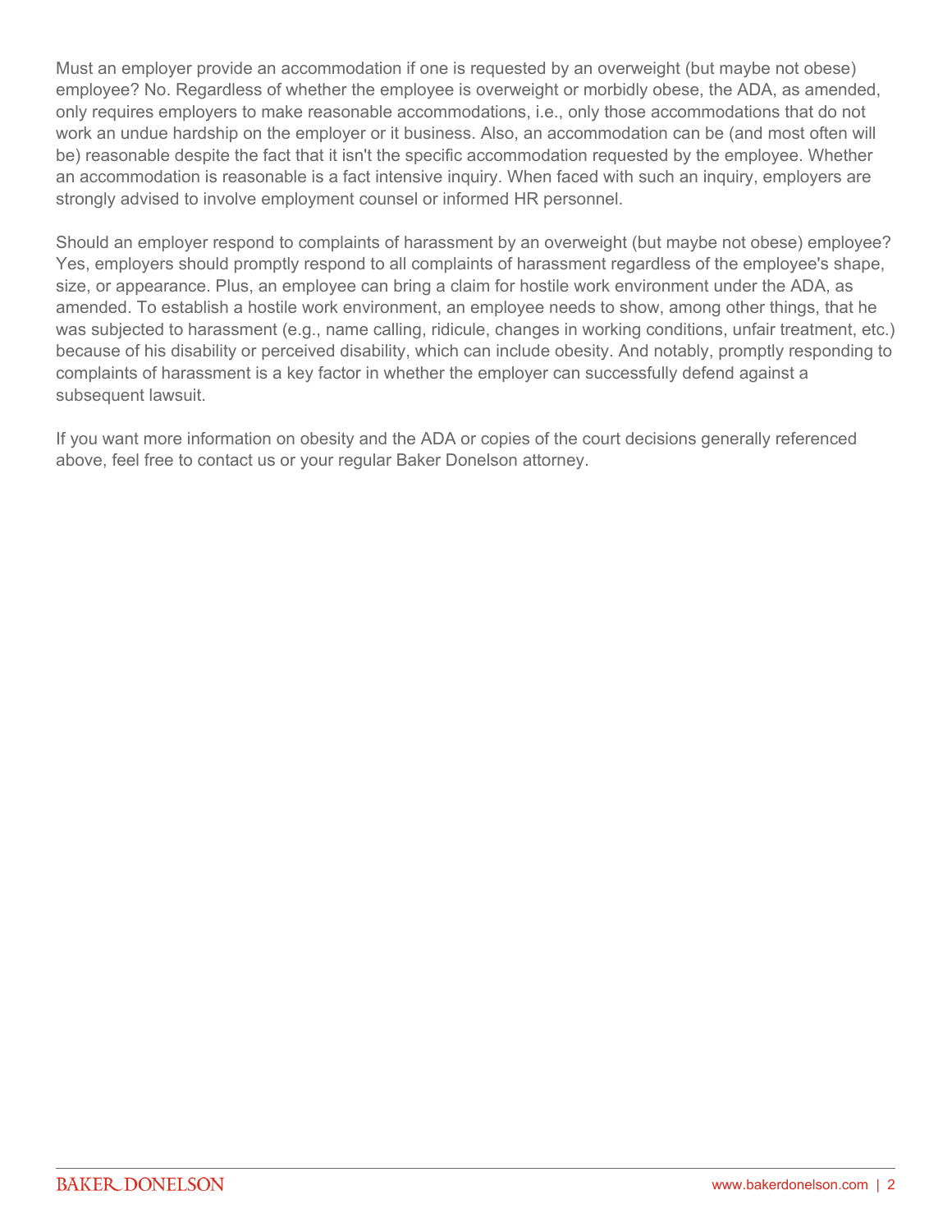Must an employer provide an accommodation if one is requested by an overweight (but maybe not obese) employee? No. Regardless of whether the employee is overweight or morbidly obese, the ADA, as amended, only requires employers to make reasonable accommodations, i.e., only those accommodations that do not work an undue hardship on the employer or it business. Also, an accommodation can be (and most often will be) reasonable despite the fact that it isn't the specific accommodation requested by the employee. Whether an accommodation is reasonable is a fact intensive inquiry. When faced with such an inquiry, employers are strongly advised to involve employment counsel or informed HR personnel.

Should an employer respond to complaints of harassment by an overweight (but maybe not obese) employee? Yes, employers should promptly respond to all complaints of harassment regardless of the employee's shape, size, or appearance. Plus, an employee can bring a claim for hostile work environment under the ADA, as amended. To establish a hostile work environment, an employee needs to show, among other things, that he was subjected to harassment (e.g., name calling, ridicule, changes in working conditions, unfair treatment, etc.) because of his disability or perceived disability, which can include obesity. And notably, promptly responding to complaints of harassment is a key factor in whether the employer can successfully defend against a subsequent lawsuit.

If you want more information on obesity and the ADA or copies of the court decisions generally referenced above, feel free to contact us or your regular Baker Donelson attorney.